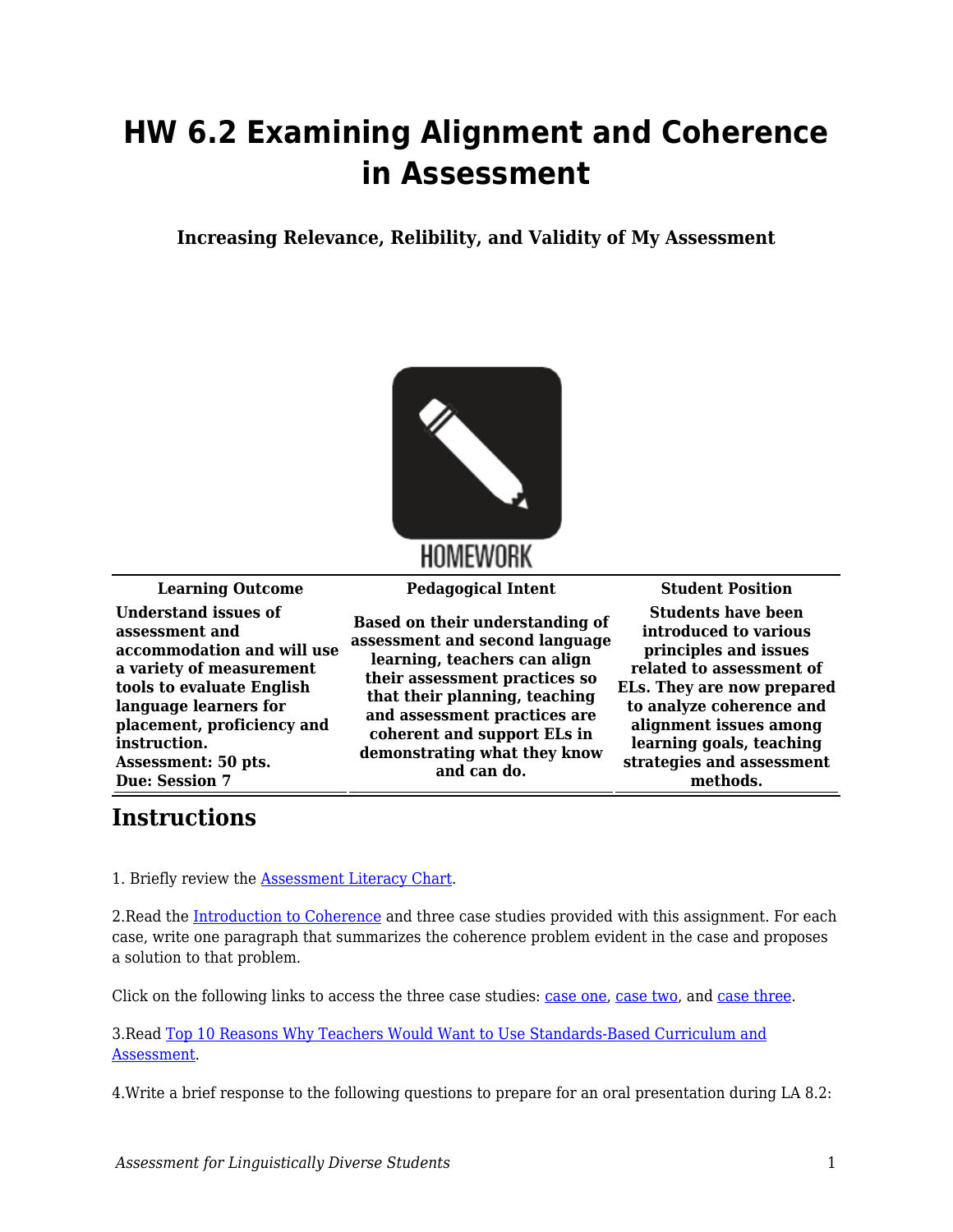# HW 6.2 Examining Alignment and Coherence in Assessment

**Increasing Relevance, Relibility, and Validity of My Assessment**

HOMEWORK

| Learning Outcome | Pedagogical Intent | Student Position |
|---|---|---|
| **Understand issues of assessment and accommodation and will use a variety of measurement tools to evaluate English language learners for placement, proficiency and instruction. Assessment: 50 pts. Due: Session 7** | **Based on their understanding of assessment and second language learning, teachers can align their assessment practices so that their planning, teaching and assessment practices are coherent and support ELs in demonstrating what they know and can do.** | **Students have been introduced to various principles and issues related to assessment of ELs. They are now prepared to analyze coherence and alignment issues among learning goals, teaching strategies and assessment methods.** |

## Instructions

1. Briefly review the Assessment Literacy Chart.

2.Read the Introduction to Coherence and three case studies provided with this assignment. For each case, write one paragraph that summarizes the coherence problem evident in the case and proposes a solution to that problem.

Click on the following links to access the three case studies: case one, case two, and case three.

3.Read Top 10 Reasons Why Teachers Would Want to Use Standards-Based Curriculum and Assessment.

4.Write a brief response to the following questions to prepare for an oral presentation during LA 8.2: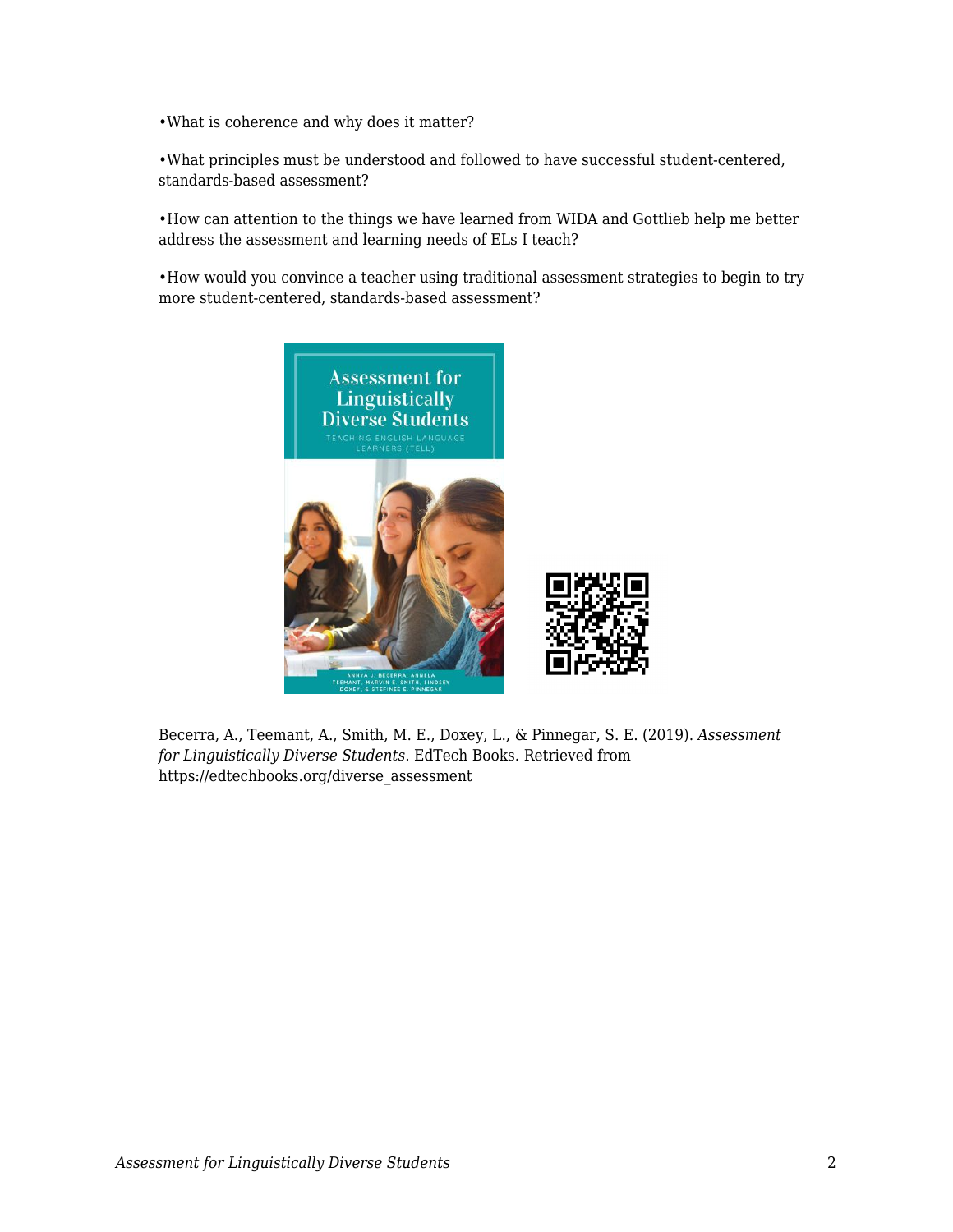•What is coherence and why does it matter?

•What principles must be understood and followed to have successful student-centered, standards-based assessment?

•How can attention to the things we have learned from WIDA and Gottlieb help me better address the assessment and learning needs of ELs I teach?

•How would you convince a teacher using traditional assessment strategies to begin to try more student-centered, standards-based assessment?

Becerra, A., Teemant, A., Smith, M. E., Doxey, L., & Pinnegar, S. E. (2019). *Assessment for Linguistically Diverse Students*. EdTech Books. Retrieved from https://edtechbooks.org/diverse_assessment